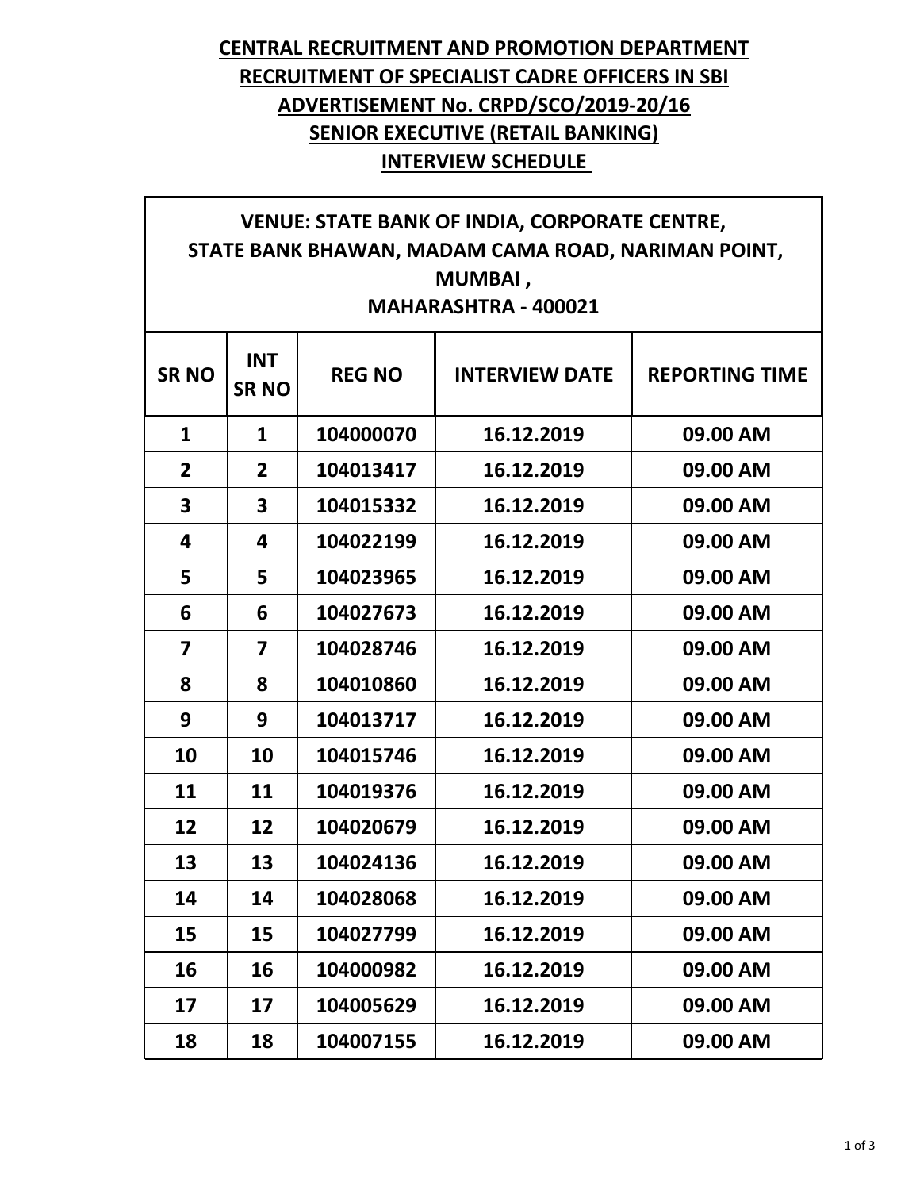# CENTRAL RECRUITMENT AND PROMOTION DEPARTMENT

## RECRUITMENT OF SPECIALIST CADRE OFFICERS IN SBI

## ADVERTISEMENT No. CRPD/SCO/2019-20/16

## SENIOR EXECUTIVE (RETAIL BANKING)

## INTERVIEW SCHEDULE

**VENUE: STATE BANK OF INDIA, CORPORATE CENTRE, STATE BANK BHAWAN, MADAM CAMA ROAD, NARIMAN POINT, MUMBAI , MAHARASHTRA - 400021**

| SR NO | INT SR NO | REG NO | INTERVIEW DATE | REPORTING TIME |
|---|---|---|---|---|
| 1 | 1 | 104000070 | 16.12.2019 | 09.00 AM |
| 2 | 2 | 104013417 | 16.12.2019 | 09.00 AM |
| 3 | 3 | 104015332 | 16.12.2019 | 09.00 AM |
| 4 | 4 | 104022199 | 16.12.2019 | 09.00 AM |
| 5 | 5 | 104023965 | 16.12.2019 | 09.00 AM |
| 6 | 6 | 104027673 | 16.12.2019 | 09.00 AM |
| 7 | 7 | 104028746 | 16.12.2019 | 09.00 AM |
| 8 | 8 | 104010860 | 16.12.2019 | 09.00 AM |
| 9 | 9 | 104013717 | 16.12.2019 | 09.00 AM |
| 10 | 10 | 104015746 | 16.12.2019 | 09.00 AM |
| 11 | 11 | 104019376 | 16.12.2019 | 09.00 AM |
| 12 | 12 | 104020679 | 16.12.2019 | 09.00 AM |
| 13 | 13 | 104024136 | 16.12.2019 | 09.00 AM |
| 14 | 14 | 104028068 | 16.12.2019 | 09.00 AM |
| 15 | 15 | 104027799 | 16.12.2019 | 09.00 AM |
| 16 | 16 | 104000982 | 16.12.2019 | 09.00 AM |
| 17 | 17 | 104005629 | 16.12.2019 | 09.00 AM |
| 18 | 18 | 104007155 | 16.12.2019 | 09.00 AM |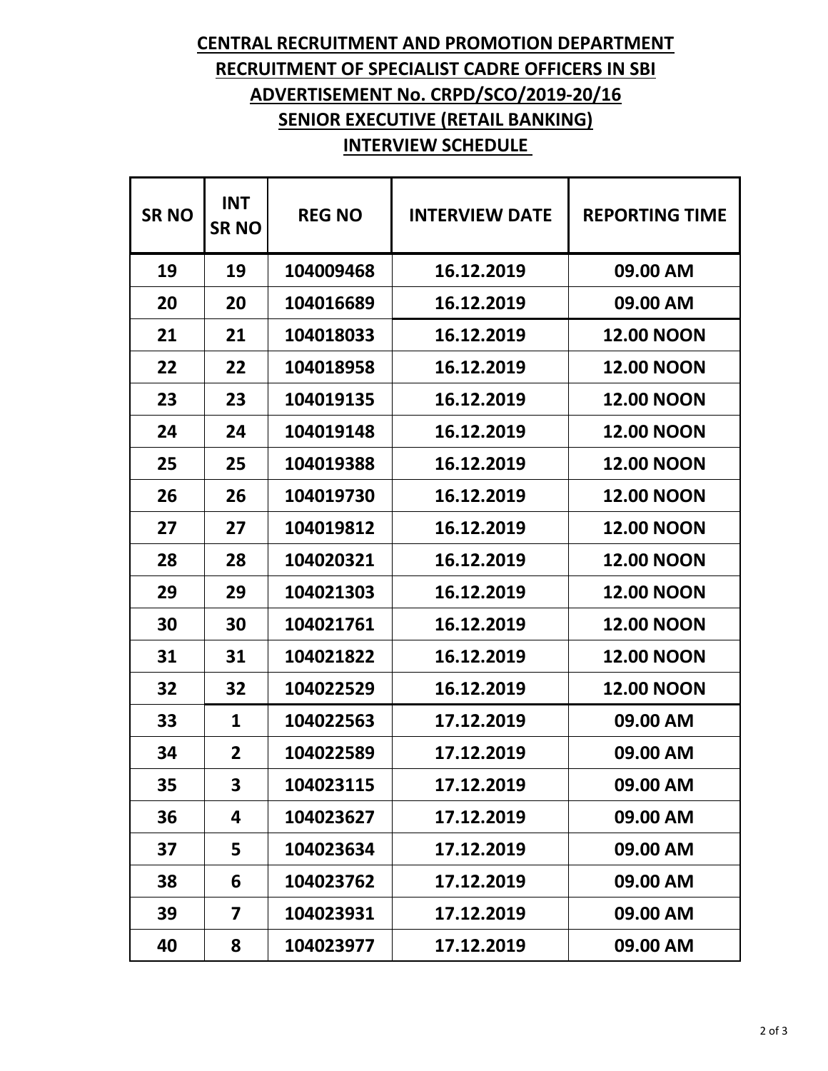# CENTRAL RECRUITMENT AND PROMOTION DEPARTMENT

## RECRUITMENT OF SPECIALIST CADRE OFFICERS IN SBI

## ADVERTISEMENT No. CRPD/SCO/2019-20/16

## SENIOR EXECUTIVE (RETAIL BANKING)

## INTERVIEW SCHEDULE

| SR NO | INT SR NO | REG NO | INTERVIEW DATE | REPORTING TIME |
|---|---|---|---|---|
| 19 | 19 | 104009468 | 16.12.2019 | 09.00 AM |
| 20 | 20 | 104016689 | 16.12.2019 | 09.00 AM |
| 21 | 21 | 104018033 | 16.12.2019 | 12.00 NOON |
| 22 | 22 | 104018958 | 16.12.2019 | 12.00 NOON |
| 23 | 23 | 104019135 | 16.12.2019 | 12.00 NOON |
| 24 | 24 | 104019148 | 16.12.2019 | 12.00 NOON |
| 25 | 25 | 104019388 | 16.12.2019 | 12.00 NOON |
| 26 | 26 | 104019730 | 16.12.2019 | 12.00 NOON |
| 27 | 27 | 104019812 | 16.12.2019 | 12.00 NOON |
| 28 | 28 | 104020321 | 16.12.2019 | 12.00 NOON |
| 29 | 29 | 104021303 | 16.12.2019 | 12.00 NOON |
| 30 | 30 | 104021761 | 16.12.2019 | 12.00 NOON |
| 31 | 31 | 104021822 | 16.12.2019 | 12.00 NOON |
| 32 | 32 | 104022529 | 16.12.2019 | 12.00 NOON |
| 33 | 1 | 104022563 | 17.12.2019 | 09.00 AM |
| 34 | 2 | 104022589 | 17.12.2019 | 09.00 AM |
| 35 | 3 | 104023115 | 17.12.2019 | 09.00 AM |
| 36 | 4 | 104023627 | 17.12.2019 | 09.00 AM |
| 37 | 5 | 104023634 | 17.12.2019 | 09.00 AM |
| 38 | 6 | 104023762 | 17.12.2019 | 09.00 AM |
| 39 | 7 | 104023931 | 17.12.2019 | 09.00 AM |
| 40 | 8 | 104023977 | 17.12.2019 | 09.00 AM |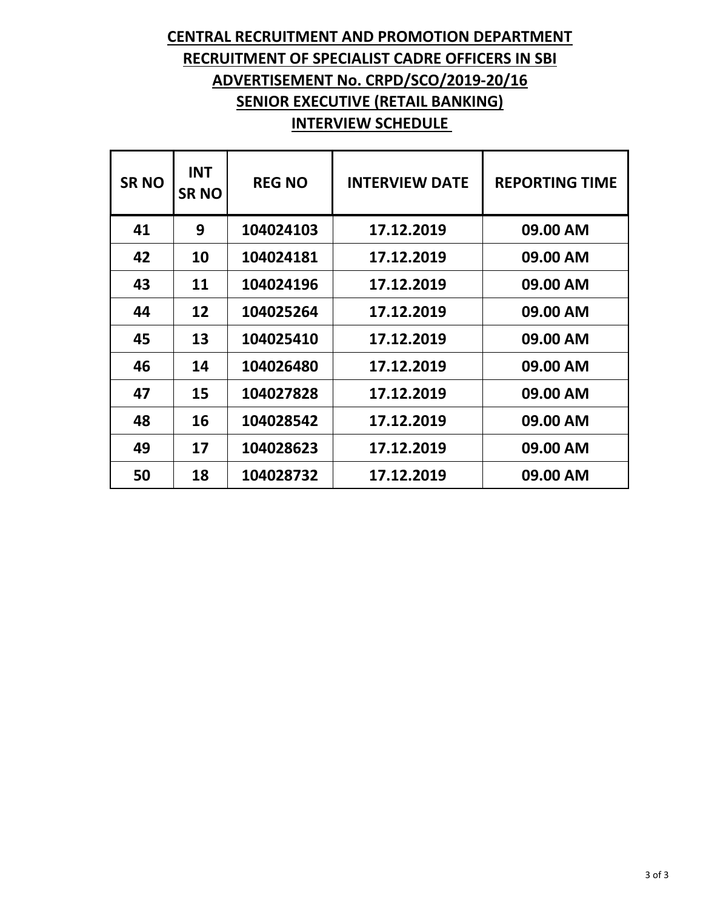# CENTRAL RECRUITMENT AND PROMOTION DEPARTMENT

## RECRUITMENT OF SPECIALIST CADRE OFFICERS IN SBI

## ADVERTISEMENT No. CRPD/SCO/2019-20/16

## SENIOR EXECUTIVE (RETAIL BANKING)

## INTERVIEW SCHEDULE

| SR NO | INT SR NO | REG NO | INTERVIEW DATE | REPORTING TIME |
|---|---|---|---|---|
| 41 | 9 | 104024103 | 17.12.2019 | 09.00 AM |
| 42 | 10 | 104024181 | 17.12.2019 | 09.00 AM |
| 43 | 11 | 104024196 | 17.12.2019 | 09.00 AM |
| 44 | 12 | 104025264 | 17.12.2019 | 09.00 AM |
| 45 | 13 | 104025410 | 17.12.2019 | 09.00 AM |
| 46 | 14 | 104026480 | 17.12.2019 | 09.00 AM |
| 47 | 15 | 104027828 | 17.12.2019 | 09.00 AM |
| 48 | 16 | 104028542 | 17.12.2019 | 09.00 AM |
| 49 | 17 | 104028623 | 17.12.2019 | 09.00 AM |
| 50 | 18 | 104028732 | 17.12.2019 | 09.00 AM |